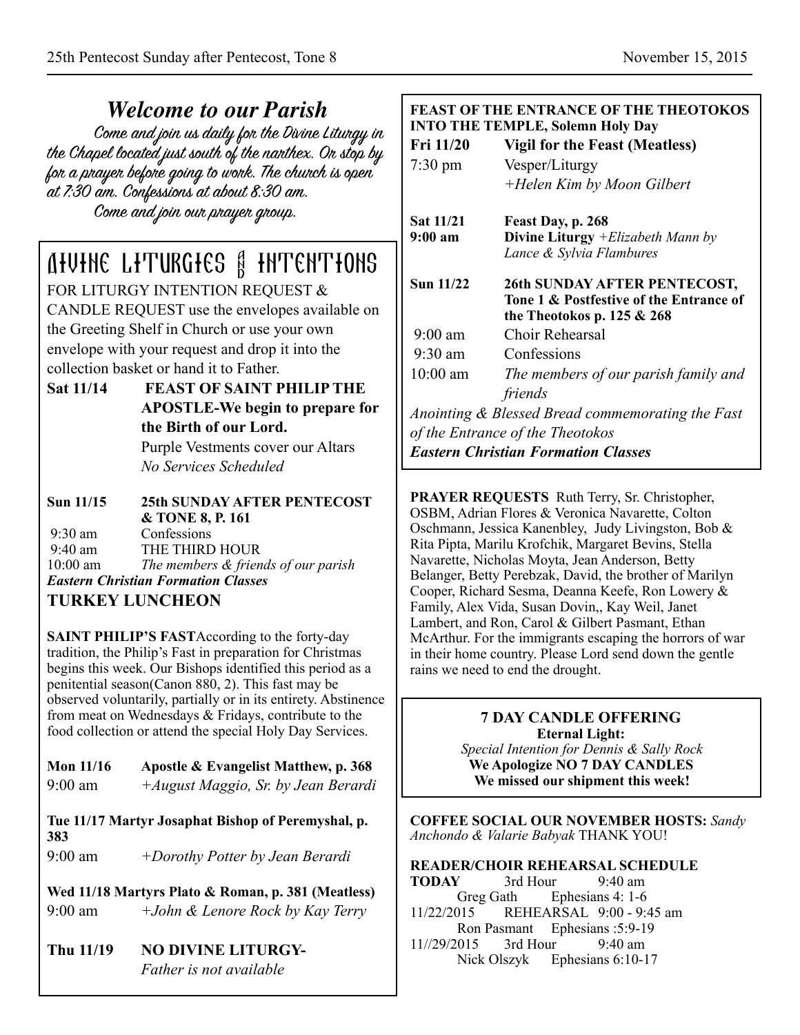## *Welcome to our Parish*

*Come and join us daily for the Divine Liturgy in the Chapel located just south of the narthex. Or stop by for a prayer before going to work. The church is open at 7:30 am. Confessions at about 8:30 am.*

*Come and join our prayer group.*

## DIVINE LITURGIES & INTENTIONS

FOR LITURGY INTENTION REQUEST & CANDLE REQUEST use the envelopes available on the Greeting Shelf in Church or use your own envelope with your request and drop it into the collection basket or hand it to Father.

**Sat 11/14** **FEAST OF SAINT PHILIP THE APOSTLE-We begin to prepare for the Birth of our Lord.**
Purple Vestments cover our Altars
*No Services Scheduled*

**Sun 11/15** **25th SUNDAY AFTER PENTECOST & TONE 8, P. 161**
9:30 am Confessions
9:40 am THE THIRD HOUR
10:00 am *The members & friends of our parish*
***Eastern Christian Formation Classes***

**TURKEY LUNCHEON**

**SAINT PHILIP'S FAST** According to the forty-day tradition, the Philip's Fast in preparation for Christmas begins this week. Our Bishops identified this period as a penitential season(Canon 880, 2). This fast may be observed voluntarily, partially or in its entirety. Abstinence from meat on Wednesdays & Fridays, contribute to the food collection or attend the special Holy Day Services.

**Mon 11/16** **Apostle & Evangelist Matthew, p. 368**
9:00 am *+August Maggio, Sr. by Jean Berardi*

**Tue 11/17 Martyr Josaphat Bishop of Peremyshal, p. 383**
9:00 am *+Dorothy Potter by Jean Berardi*

**Wed 11/18 Martyrs Plato & Roman, p. 381 (Meatless)**
9:00 am *+John & Lenore Rock by Kay Terry*

**Thu 11/19** **NO DIVINE LITURGY-**
*Father is not available*

**FEAST OF THE ENTRANCE OF THE THEOTOKOS INTO THE TEMPLE, Solemn Holy Day**

**Fri 11/20** **Vigil for the Feast (Meatless)**
7:30 pm Vesper/Liturgy
*+Helen Kim by Moon Gilbert*

**Sat 11/21** **Feast Day, p. 268**
**9:00 am** **Divine Liturgy** *+Elizabeth Mann by Lance & Sylvia Flambures*

**Sun 11/22** **26th SUNDAY AFTER PENTECOST, Tone 1 & Postfestive of the Entrance of the Theotokos p. 125 & 268**
9:00 am Choir Rehearsal
9:30 am Confessions
10:00 am *The members of our parish family and friends*

*Anointing & Blessed Bread commemorating the Fast of the Entrance of the Theotokos*
***Eastern Christian Formation Classes***

**PRAYER REQUESTS** Ruth Terry, Sr. Christopher, OSBM, Adrian Flores & Veronica Navarette, Colton Oschmann, Jessica Kanenbley, Judy Livingston, Bob & Rita Pipta, Marilu Krofchik, Margaret Bevins, Stella Navarette, Nicholas Moyta, Jean Anderson, Betty Belanger, Betty Perebzak, David, the brother of Marilyn Cooper, Richard Sesma, Deanna Keefe, Ron Lowery & Family, Alex Vida, Susan Dovin,, Kay Weil, Janet Lambert, and Ron, Carol & Gilbert Pasmant, Ethan McArthur. For the immigrants escaping the horrors of war in their home country. Please Lord send down the gentle rains we need to end the drought.

**7 DAY CANDLE OFFERING**
**Eternal Light:**
*Special Intention for Dennis & Sally Rock*
**We Apologize NO 7 DAY CANDLES**
**We missed our shipment this week!**

**COFFEE SOCIAL OUR NOVEMBER HOSTS:** *Sandy Anchondo & Valarie Babyak* THANK YOU!

**READER/CHOIR REHEARSAL SCHEDULE**

**TODAY** 3rd Hour 9:40 am
Greg Gath Ephesians 4: 1-6
11/22/2015 REHEARSAL 9:00 - 9:45 am
Ron Pasmant Ephesians :5:9-19
11//29/2015 3rd Hour 9:40 am
Nick Olszyk Ephesians 6:10-17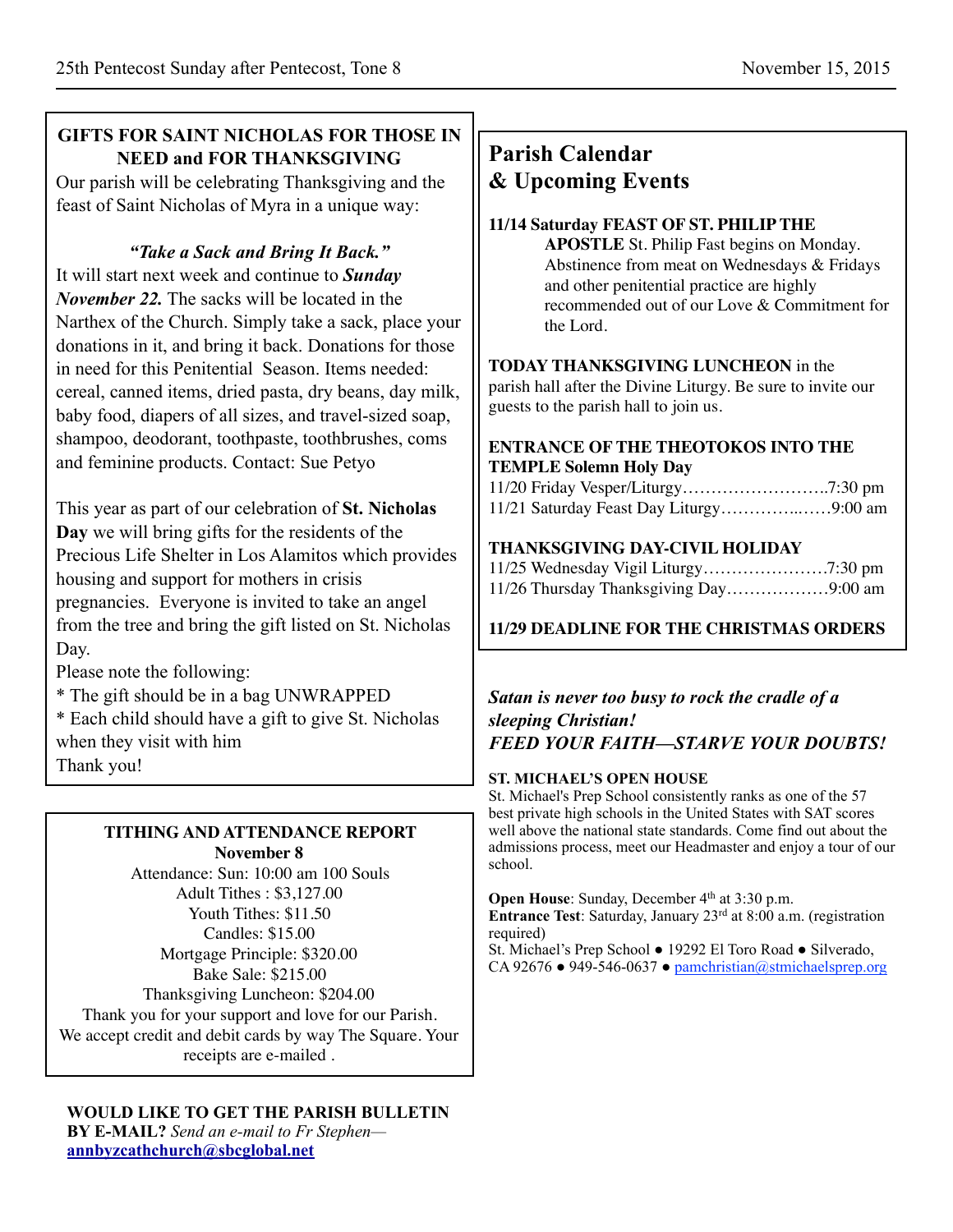## GIFTS FOR SAINT NICHOLAS FOR THOSE IN NEED and FOR THANKSGIVING

Our parish will be celebrating Thanksgiving and the feast of Saint Nicholas of Myra in a unique way:

***"Take a Sack and Bring It Back."***

It will start next week and continue to ***Sunday November 22.*** The sacks will be located in the Narthex of the Church. Simply take a sack, place your donations in it, and bring it back. Donations for those in need for this Penitential Season. Items needed: cereal, canned items, dried pasta, dry beans, day milk, baby food, diapers of all sizes, and travel-sized soap, shampoo, deodorant, toothpaste, toothbrushes, coms and feminine products. Contact: Sue Petyo

This year as part of our celebration of **St. Nicholas Day** we will bring gifts for the residents of the Precious Life Shelter in Los Alamitos which provides housing and support for mothers in crisis pregnancies. Everyone is invited to take an angel from the tree and bring the gift listed on St. Nicholas Day.

Please note the following:

* The gift should be in a bag UNWRAPPED
* Each child should have a gift to give St. Nicholas when they visit with him

Thank you!

## TITHING AND ATTENDANCE REPORT
**November 8**

Attendance: Sun: 10:00 am 100 Souls
Adult Tithes : $3,127.00
Youth Tithes: $11.50
Candles: $15.00
Mortgage Principle: $320.00
Bake Sale: $215.00
Thanksgiving Luncheon: $204.00

Thank you for your support and love for our Parish. We accept credit and debit cards by way The Square. Your receipts are e-mailed .

**WOULD LIKE TO GET THE PARISH BULLETIN BY E-MAIL?** *Send an e-mail to Fr Stephen—* **annbyzcathchurch@sbcglobal.net**

## Parish Calendar & Upcoming Events

**11/14 Saturday FEAST OF ST. PHILIP THE APOSTLE** St. Philip Fast begins on Monday. Abstinence from meat on Wednesdays & Fridays and other penitential practice are highly recommended out of our Love & Commitment for the Lord.

**TODAY THANKSGIVING LUNCHEON** in the parish hall after the Divine Liturgy. Be sure to invite our guests to the parish hall to join us.

**ENTRANCE OF THE THEOTOKOS INTO THE TEMPLE Solemn Holy Day**
11/20 Friday Vesper/Liturgy……………………..7:30 pm
11/21 Saturday Feast Day Liturgy…………..……9:00 am

**THANKSGIVING DAY-CIVIL HOLIDAY**
11/25 Wednesday Vigil Liturgy…………………7:30 pm
11/26 Thursday Thanksgiving Day………………9:00 am

**11/29 DEADLINE FOR THE CHRISTMAS ORDERS**

***Satan is never too busy to rock the cradle of a sleeping Christian!***
***FEED YOUR FAITH—STARVE YOUR DOUBTS!***

**ST. MICHAEL'S OPEN HOUSE**
St. Michael's Prep School consistently ranks as one of the 57 best private high schools in the United States with SAT scores well above the national state standards. Come find out about the admissions process, meet our Headmaster and enjoy a tour of our school.

**Open House**: Sunday, December 4th at 3:30 p.m.
**Entrance Test**: Saturday, January 23rd at 8:00 a.m. (registration required)
St. Michael's Prep School ● 19292 El Toro Road ● Silverado, CA 92676 ● 949-546-0637 ● pamchristian@stmichaelsprep.org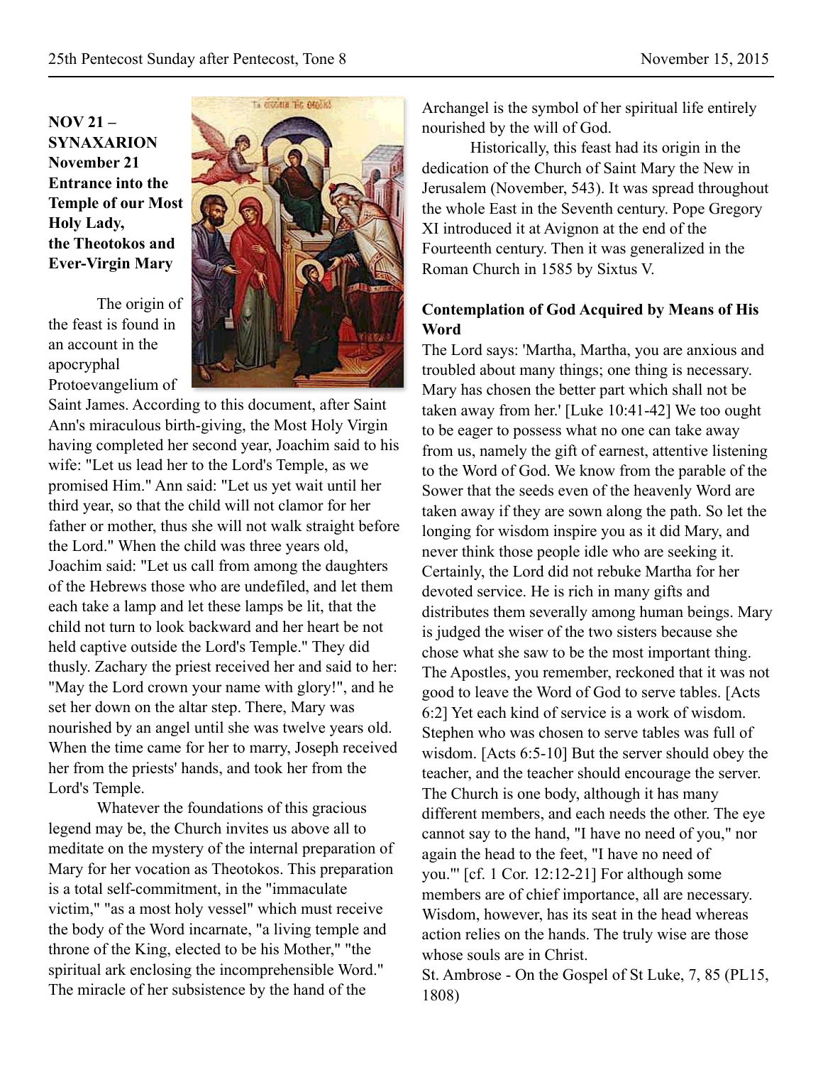**NOV 21 – SYNAXARION November 21 Entrance into the Temple of our Most Holy Lady, the Theotokos and Ever-Virgin Mary**

The origin of the feast is found in an account in the apocryphal Protoevangelium of Saint James. According to this document, after Saint Ann's miraculous birth-giving, the Most Holy Virgin having completed her second year, Joachim said to his wife: "Let us lead her to the Lord's Temple, as we promised Him." Ann said: "Let us yet wait until her third year, so that the child will not clamor for her father or mother, thus she will not walk straight before the Lord." When the child was three years old, Joachim said: "Let us call from among the daughters of the Hebrews those who are undefiled, and let them each take a lamp and let these lamps be lit, that the child not turn to look backward and her heart be not held captive outside the Lord's Temple." They did thusly. Zachary the priest received her and said to her: "May the Lord crown your name with glory!", and he set her down on the altar step. There, Mary was nourished by an angel until she was twelve years old. When the time came for her to marry, Joseph received her from the priests' hands, and took her from the Lord's Temple.

Whatever the foundations of this gracious legend may be, the Church invites us above all to meditate on the mystery of the internal preparation of Mary for her vocation as Theotokos. This preparation is a total self-commitment, in the "immaculate victim," "as a most holy vessel" which must receive the body of the Word incarnate, "a living temple and throne of the King, elected to be his Mother," "the spiritual ark enclosing the incomprehensible Word." The miracle of her subsistence by the hand of the Archangel is the symbol of her spiritual life entirely nourished by the will of God.

Historically, this feast had its origin in the dedication of the Church of Saint Mary the New in Jerusalem (November, 543). It was spread throughout the whole East in the Seventh century. Pope Gregory XI introduced it at Avignon at the end of the Fourteenth century. Then it was generalized in the Roman Church in 1585 by Sixtus V.

**Contemplation of God Acquired by Means of His Word**

The Lord says: 'Martha, Martha, you are anxious and troubled about many things; one thing is necessary. Mary has chosen the better part which shall not be taken away from her.' [Luke 10:41-42] We too ought to be eager to possess what no one can take away from us, namely the gift of earnest, attentive listening to the Word of God. We know from the parable of the Sower that the seeds even of the heavenly Word are taken away if they are sown along the path. So let the longing for wisdom inspire you as it did Mary, and never think those people idle who are seeking it. Certainly, the Lord did not rebuke Martha for her devoted service. He is rich in many gifts and distributes them severally among human beings. Mary is judged the wiser of the two sisters because she chose what she saw to be the most important thing. The Apostles, you remember, reckoned that it was not good to leave the Word of God to serve tables. [Acts 6:2] Yet each kind of service is a work of wisdom. Stephen who was chosen to serve tables was full of wisdom. [Acts 6:5-10] But the server should obey the teacher, and the teacher should encourage the server. The Church is one body, although it has many different members, and each needs the other. The eye cannot say to the hand, "I have no need of you," nor again the head to the feet, "I have no need of you."' [cf. 1 Cor. 12:12-21] For although some members are of chief importance, all are necessary. Wisdom, however, has its seat in the head whereas action relies on the hands. The truly wise are those whose souls are in Christ.
St. Ambrose - On the Gospel of St Luke, 7, 85 (PL15, 1808)